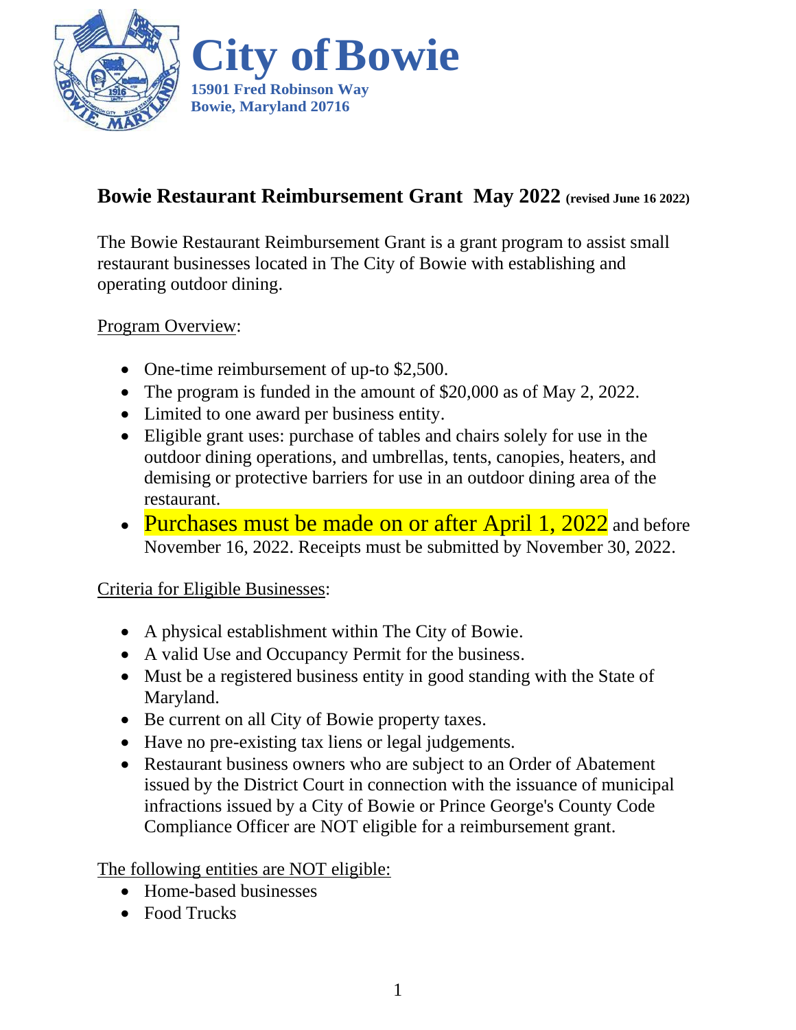# City of Bowie

**15901 Fred Robinson Way**
**Bowie, Maryland 20716**

## Bowie Restaurant Reimbursement Grant May 2022 (revised June 16 2022)

The Bowie Restaurant Reimbursement Grant is a grant program to assist small restaurant businesses located in The City of Bowie with establishing and operating outdoor dining.

Program Overview:

- One-time reimbursement of up-to $2,500.
- The program is funded in the amount of $20,000 as of May 2, 2022.
- Limited to one award per business entity.
- Eligible grant uses: purchase of tables and chairs solely for use in the outdoor dining operations, and umbrellas, tents, canopies, heaters, and demising or protective barriers for use in an outdoor dining area of the restaurant.
- Purchases must be made on or after April 1, 2022 and before November 16, 2022. Receipts must be submitted by November 30, 2022.

Criteria for Eligible Businesses:

- A physical establishment within The City of Bowie.
- A valid Use and Occupancy Permit for the business.
- Must be a registered business entity in good standing with the State of Maryland.
- Be current on all City of Bowie property taxes.
- Have no pre-existing tax liens or legal judgements.
- Restaurant business owners who are subject to an Order of Abatement issued by the District Court in connection with the issuance of municipal infractions issued by a City of Bowie or Prince George's County Code Compliance Officer are NOT eligible for a reimbursement grant.

The following entities are NOT eligible:

- Home-based businesses
- Food Trucks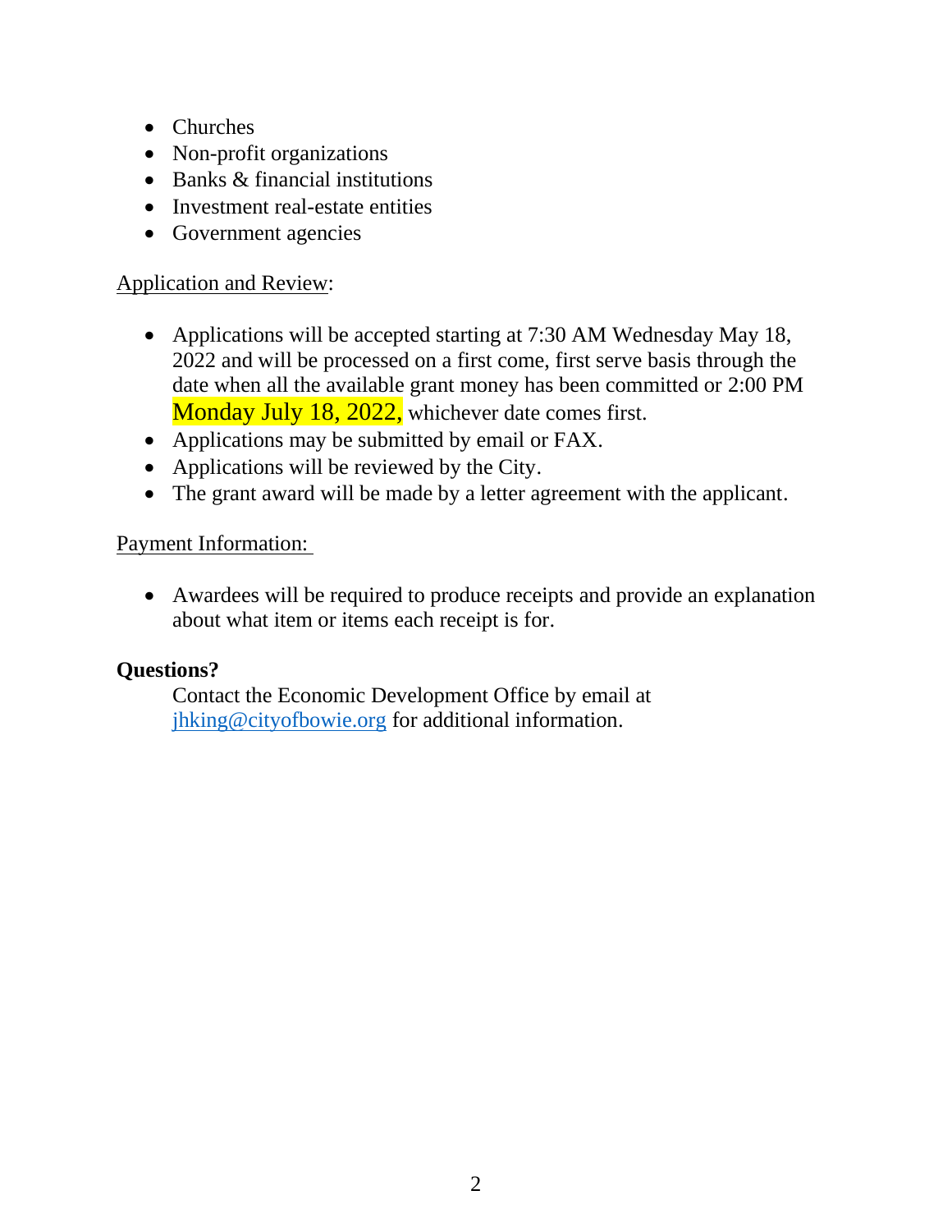- Churches
- Non-profit organizations
- Banks & financial institutions
- Investment real-estate entities
- Government agencies

Application and Review:

- Applications will be accepted starting at 7:30 AM Wednesday May 18, 2022 and will be processed on a first come, first serve basis through the date when all the available grant money has been committed or 2:00 PM Monday July 18, 2022, whichever date comes first.
- Applications may be submitted by email or FAX.
- Applications will be reviewed by the City.
- The grant award will be made by a letter agreement with the applicant.

Payment Information:

- Awardees will be required to produce receipts and provide an explanation about what item or items each receipt is for.

**Questions?**

Contact the Economic Development Office by email at jhking@cityofbowie.org for additional information.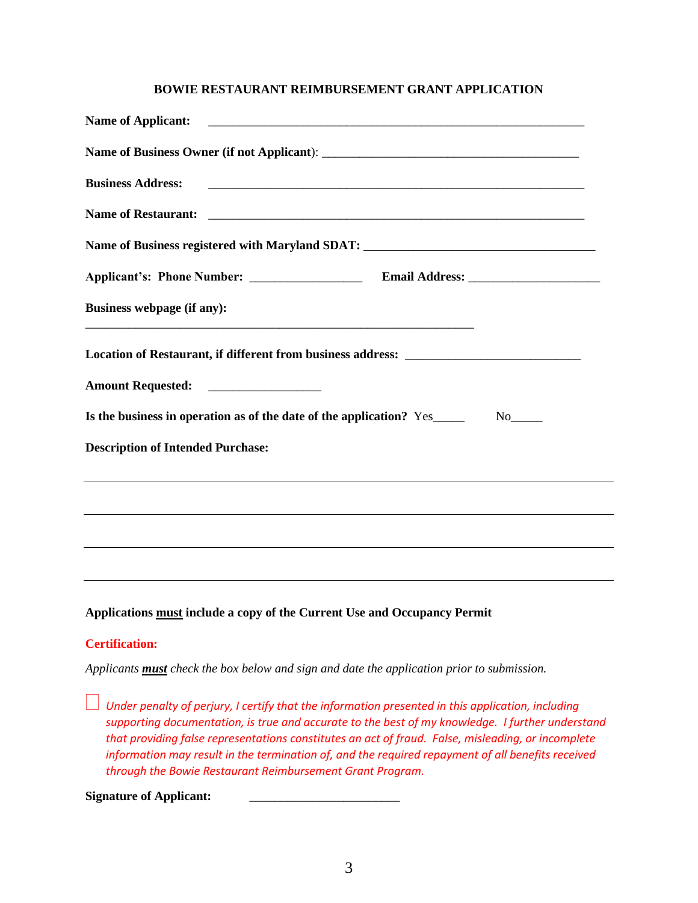**BOWIE RESTAURANT REIMBURSEMENT GRANT APPLICATION**

**Name of Applicant:** ______________________________________________________________

**Name of Business Owner (if not Applicant)**: ________________________________________

**Business Address:** ______________________________________________________________

**Name of Restaurant:** _____________________________________________________________

**Name of Business registered with Maryland SDAT: ____________________________________**

**Applicant's: Phone Number:** _________________ **Email Address:** ____________________

**Business webpage (if any):**

_______________________________________________________________

**Location of Restaurant, if different from business address:** ___________________________

**Amount Requested:** __________________

**Is the business in operation as of the date of the application?** Yes_____ No_____

**Description of Intended Purchase:**

______________________________________________________________________________

______________________________________________________________________________

______________________________________________________________________________

______________________________________________________________________________

**Applications <u>must</u> include a copy of the Current Use and Occupancy Permit**

**Certification:**

*Applicants **<u>must</u>** check the box below and sign and date the application prior to submission.*

☐ *Under penalty of perjury, I certify that the information presented in this application, including supporting documentation, is true and accurate to the best of my knowledge. I further understand that providing false representations constitutes an act of fraud. False, misleading, or incomplete information may result in the termination of, and the required repayment of all benefits received through the Bowie Restaurant Reimbursement Grant Program.*

**Signature of Applicant:** ________________________